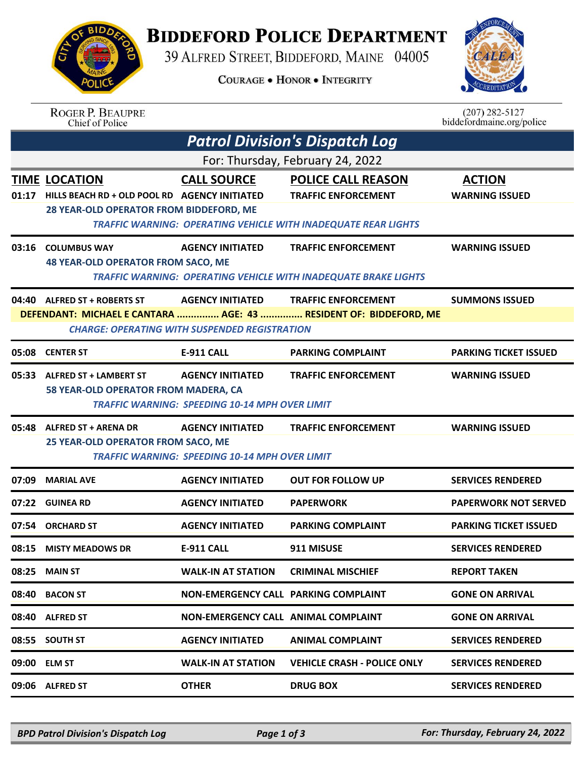# BIDDEFORD POLICE DEPARTMENT

39 ALFRED STREET, BIDDEFORD, MAINE 04005

COURAGE • HONOR • INTEGRITY

ROGER P. BEAUPRE
Chief of Police

(207) 282-5127
biddefordmaine.org/police

## *Patrol Division's Dispatch Log*

For: Thursday, February 24, 2022

| TIME | LOCATION | CALL SOURCE | POLICE CALL REASON | ACTION |
|---|---|---|---|---|
| 01:17 | HILLS BEACH RD + OLD POOL RD | AGENCY INITIATED | TRAFFIC ENFORCEMENT | WARNING ISSUED |
| | 28 YEAR-OLD OPERATOR FROM BIDDEFORD, ME | | | |
| | *TRAFFIC WARNING: OPERATING VEHICLE WITH INADEQUATE REAR LIGHTS* | | | |
| 03:16 | COLUMBUS WAY | AGENCY INITIATED | TRAFFIC ENFORCEMENT | WARNING ISSUED |
| | 48 YEAR-OLD OPERATOR FROM SACO, ME | | | |
| | *TRAFFIC WARNING: OPERATING VEHICLE WITH INADEQUATE BRAKE LIGHTS* | | | |
| 04:40 | ALFRED ST + ROBERTS ST | AGENCY INITIATED | TRAFFIC ENFORCEMENT | SUMMONS ISSUED |
| | DEFENDANT: MICHAEL E CANTARA ............... AGE: 43 ............... RESIDENT OF: BIDDEFORD, ME | | | |
| | *CHARGE: OPERATING WITH SUSPENDED REGISTRATION* | | | |
| 05:08 | CENTER ST | E-911 CALL | PARKING COMPLAINT | PARKING TICKET ISSUED |
| 05:33 | ALFRED ST + LAMBERT ST | AGENCY INITIATED | TRAFFIC ENFORCEMENT | WARNING ISSUED |
| | 58 YEAR-OLD OPERATOR FROM MADERA, CA | | | |
| | *TRAFFIC WARNING: SPEEDING 10-14 MPH OVER LIMIT* | | | |
| 05:48 | ALFRED ST + ARENA DR | AGENCY INITIATED | TRAFFIC ENFORCEMENT | WARNING ISSUED |
| | 25 YEAR-OLD OPERATOR FROM SACO, ME | | | |
| | *TRAFFIC WARNING: SPEEDING 10-14 MPH OVER LIMIT* | | | |
| 07:09 | MARIAL AVE | AGENCY INITIATED | OUT FOR FOLLOW UP | SERVICES RENDERED |
| 07:22 | GUINEA RD | AGENCY INITIATED | PAPERWORK | PAPERWORK NOT SERVED |
| 07:54 | ORCHARD ST | AGENCY INITIATED | PARKING COMPLAINT | PARKING TICKET ISSUED |
| 08:15 | MISTY MEADOWS DR | E-911 CALL | 911 MISUSE | SERVICES RENDERED |
| 08:25 | MAIN ST | WALK-IN AT STATION | CRIMINAL MISCHIEF | REPORT TAKEN |
| 08:40 | BACON ST | NON-EMERGENCY CALL | PARKING COMPLAINT | GONE ON ARRIVAL |
| 08:40 | ALFRED ST | NON-EMERGENCY CALL | ANIMAL COMPLAINT | GONE ON ARRIVAL |
| 08:55 | SOUTH ST | AGENCY INITIATED | ANIMAL COMPLAINT | SERVICES RENDERED |
| 09:00 | ELM ST | WALK-IN AT STATION | VEHICLE CRASH - POLICE ONLY | SERVICES RENDERED |
| 09:06 | ALFRED ST | OTHER | DRUG BOX | SERVICES RENDERED |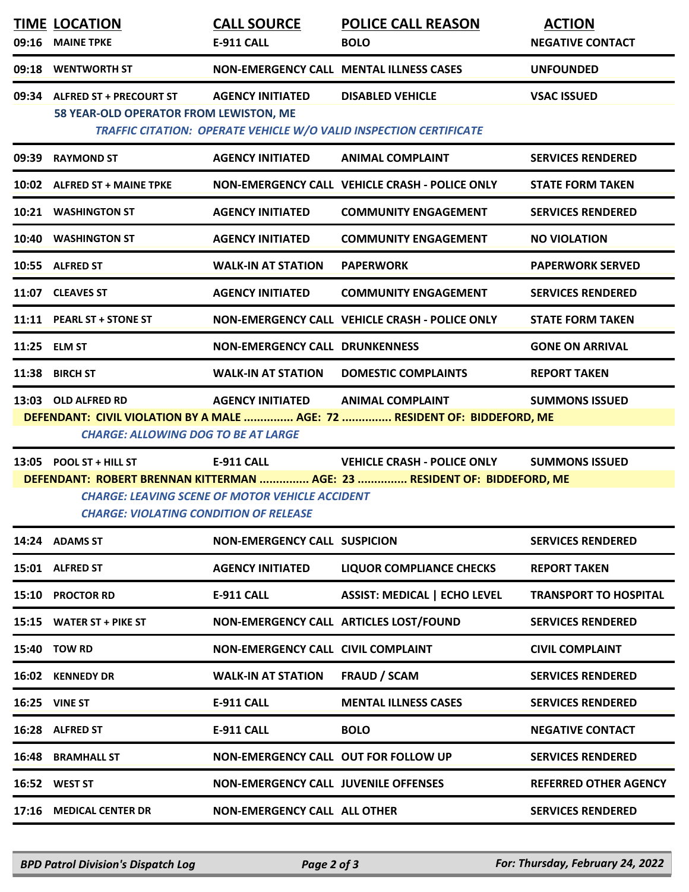| TIME | LOCATION | CALL SOURCE | POLICE CALL REASON | ACTION |
|---|---|---|---|---|
| 09:16 | MAINE TPKE | E-911 CALL | BOLO | NEGATIVE CONTACT |
| 09:18 | WENTWORTH ST | NON-EMERGENCY CALL | MENTAL ILLNESS CASES | UNFOUNDED |
| 09:34 | ALFRED ST + PRECOURT ST | AGENCY INITIATED | DISABLED VEHICLE | VSAC ISSUED |
| | 58 YEAR-OLD OPERATOR FROM LEWISTON, ME | | | |
| | *TRAFFIC CITATION: OPERATE VEHICLE W/O VALID INSPECTION CERTIFICATE* | | | |
| 09:39 | RAYMOND ST | AGENCY INITIATED | ANIMAL COMPLAINT | SERVICES RENDERED |
| 10:02 | ALFRED ST + MAINE TPKE | NON-EMERGENCY CALL | VEHICLE CRASH - POLICE ONLY | STATE FORM TAKEN |
| 10:21 | WASHINGTON ST | AGENCY INITIATED | COMMUNITY ENGAGEMENT | SERVICES RENDERED |
| 10:40 | WASHINGTON ST | AGENCY INITIATED | COMMUNITY ENGAGEMENT | NO VIOLATION |
| 10:55 | ALFRED ST | WALK-IN AT STATION | PAPERWORK | PAPERWORK SERVED |
| 11:07 | CLEAVES ST | AGENCY INITIATED | COMMUNITY ENGAGEMENT | SERVICES RENDERED |
| 11:11 | PEARL ST + STONE ST | NON-EMERGENCY CALL | VEHICLE CRASH - POLICE ONLY | STATE FORM TAKEN |
| 11:25 | ELM ST | NON-EMERGENCY CALL | DRUNKENNESS | GONE ON ARRIVAL |
| 11:38 | BIRCH ST | WALK-IN AT STATION | DOMESTIC COMPLAINTS | REPORT TAKEN |
| 13:03 | OLD ALFRED RD | AGENCY INITIATED | ANIMAL COMPLAINT | SUMMONS ISSUED |
| | DEFENDANT: CIVIL VIOLATION BY A MALE ............... AGE: 72 ............... RESIDENT OF: BIDDEFORD, ME | | | |
| | *CHARGE: ALLOWING DOG TO BE AT LARGE* | | | |
| 13:05 | POOL ST + HILL ST | E-911 CALL | VEHICLE CRASH - POLICE ONLY | SUMMONS ISSUED |
| | DEFENDANT: ROBERT BRENNAN KITTERMAN ............... AGE: 23 ............... RESIDENT OF: BIDDEFORD, ME | | | |
| | *CHARGE: LEAVING SCENE OF MOTOR VEHICLE ACCIDENT* | | | |
| | *CHARGE: VIOLATING CONDITION OF RELEASE* | | | |
| 14:24 | ADAMS ST | NON-EMERGENCY CALL | SUSPICION | SERVICES RENDERED |
| 15:01 | ALFRED ST | AGENCY INITIATED | LIQUOR COMPLIANCE CHECKS | REPORT TAKEN |
| 15:10 | PROCTOR RD | E-911 CALL | ASSIST: MEDICAL \| ECHO LEVEL | TRANSPORT TO HOSPITAL |
| 15:15 | WATER ST + PIKE ST | NON-EMERGENCY CALL | ARTICLES LOST/FOUND | SERVICES RENDERED |
| 15:40 | TOW RD | NON-EMERGENCY CALL | CIVIL COMPLAINT | CIVIL COMPLAINT |
| 16:02 | KENNEDY DR | WALK-IN AT STATION | FRAUD / SCAM | SERVICES RENDERED |
| 16:25 | VINE ST | E-911 CALL | MENTAL ILLNESS CASES | SERVICES RENDERED |
| 16:28 | ALFRED ST | E-911 CALL | BOLO | NEGATIVE CONTACT |
| 16:48 | BRAMHALL ST | NON-EMERGENCY CALL | OUT FOR FOLLOW UP | SERVICES RENDERED |
| 16:52 | WEST ST | NON-EMERGENCY CALL | JUVENILE OFFENSES | REFERRED OTHER AGENCY |
| 17:16 | MEDICAL CENTER DR | NON-EMERGENCY CALL | ALL OTHER | SERVICES RENDERED |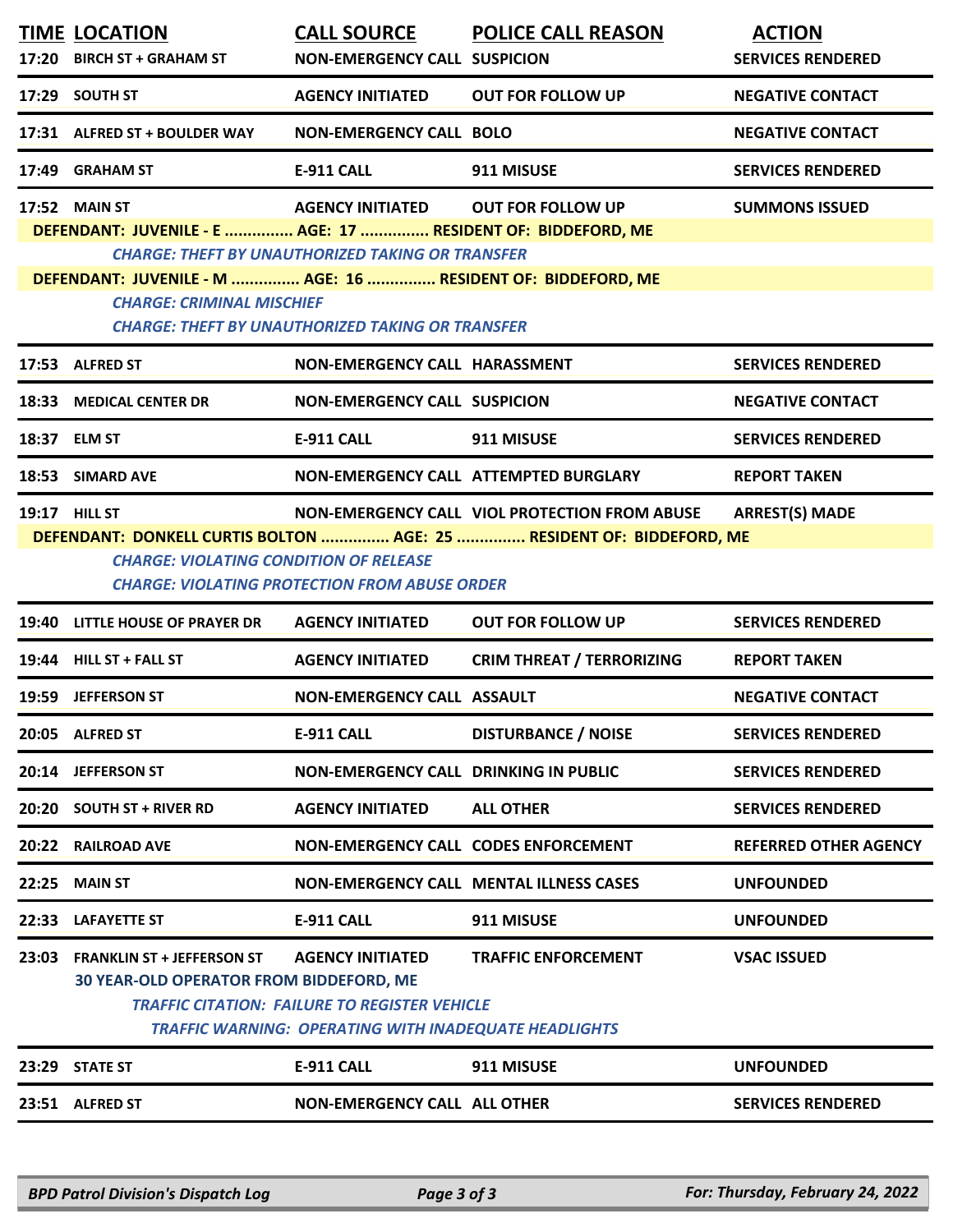| TIME | LOCATION | CALL SOURCE | POLICE CALL REASON | ACTION |
|---|---|---|---|---|
| 17:20 | BIRCH ST + GRAHAM ST | NON-EMERGENCY CALL | SUSPICION | SERVICES RENDERED |
| 17:29 | SOUTH ST | AGENCY INITIATED | OUT FOR FOLLOW UP | NEGATIVE CONTACT |
| 17:31 | ALFRED ST + BOULDER WAY | NON-EMERGENCY CALL | BOLO | NEGATIVE CONTACT |
| 17:49 | GRAHAM ST | E-911 CALL | 911 MISUSE | SERVICES RENDERED |
| 17:52 | MAIN ST | AGENCY INITIATED | OUT FOR FOLLOW UP | SUMMONS ISSUED |

**DEFENDANT: JUVENILE - E ............... AGE: 17 ............... RESIDENT OF: BIDDEFORD, ME**

*CHARGE: THEFT BY UNAUTHORIZED TAKING OR TRANSFER*

**DEFENDANT: JUVENILE - M ............... AGE: 16 ............... RESIDENT OF: BIDDEFORD, ME**

*CHARGE: CRIMINAL MISCHIEF*

*CHARGE: THEFT BY UNAUTHORIZED TAKING OR TRANSFER*

| TIME | LOCATION | CALL SOURCE | POLICE CALL REASON | ACTION |
|---|---|---|---|---|
| 17:53 | ALFRED ST | NON-EMERGENCY CALL | HARASSMENT | SERVICES RENDERED |
| 18:33 | MEDICAL CENTER DR | NON-EMERGENCY CALL | SUSPICION | NEGATIVE CONTACT |
| 18:37 | ELM ST | E-911 CALL | 911 MISUSE | SERVICES RENDERED |
| 18:53 | SIMARD AVE | NON-EMERGENCY CALL | ATTEMPTED BURGLARY | REPORT TAKEN |
| 19:17 | HILL ST | NON-EMERGENCY CALL | VIOL PROTECTION FROM ABUSE | ARREST(S) MADE |

**DEFENDANT: DONKELL CURTIS BOLTON ............... AGE: 25 ............... RESIDENT OF: BIDDEFORD, ME**

*CHARGE: VIOLATING CONDITION OF RELEASE*

*CHARGE: VIOLATING PROTECTION FROM ABUSE ORDER*

| TIME | LOCATION | CALL SOURCE | POLICE CALL REASON | ACTION |
|---|---|---|---|---|
| 19:40 | LITTLE HOUSE OF PRAYER DR | AGENCY INITIATED | OUT FOR FOLLOW UP | SERVICES RENDERED |
| 19:44 | HILL ST + FALL ST | AGENCY INITIATED | CRIM THREAT / TERRORIZING | REPORT TAKEN |
| 19:59 | JEFFERSON ST | NON-EMERGENCY CALL | ASSAULT | NEGATIVE CONTACT |
| 20:05 | ALFRED ST | E-911 CALL | DISTURBANCE / NOISE | SERVICES RENDERED |
| 20:14 | JEFFERSON ST | NON-EMERGENCY CALL | DRINKING IN PUBLIC | SERVICES RENDERED |
| 20:20 | SOUTH ST + RIVER RD | AGENCY INITIATED | ALL OTHER | SERVICES RENDERED |
| 20:22 | RAILROAD AVE | NON-EMERGENCY CALL | CODES ENFORCEMENT | REFERRED OTHER AGENCY |
| 22:25 | MAIN ST | NON-EMERGENCY CALL | MENTAL ILLNESS CASES | UNFOUNDED |
| 22:33 | LAFAYETTE ST | E-911 CALL | 911 MISUSE | UNFOUNDED |
| 23:03 | FRANKLIN ST + JEFFERSON ST | AGENCY INITIATED | TRAFFIC ENFORCEMENT | VSAC ISSUED |

**30 YEAR-OLD OPERATOR FROM BIDDEFORD, ME**

*TRAFFIC CITATION: FAILURE TO REGISTER VEHICLE*

*TRAFFIC WARNING: OPERATING WITH INADEQUATE HEADLIGHTS*

| TIME | LOCATION | CALL SOURCE | POLICE CALL REASON | ACTION |
|---|---|---|---|---|
| 23:29 | STATE ST | E-911 CALL | 911 MISUSE | UNFOUNDED |
| 23:51 | ALFRED ST | NON-EMERGENCY CALL | ALL OTHER | SERVICES RENDERED |